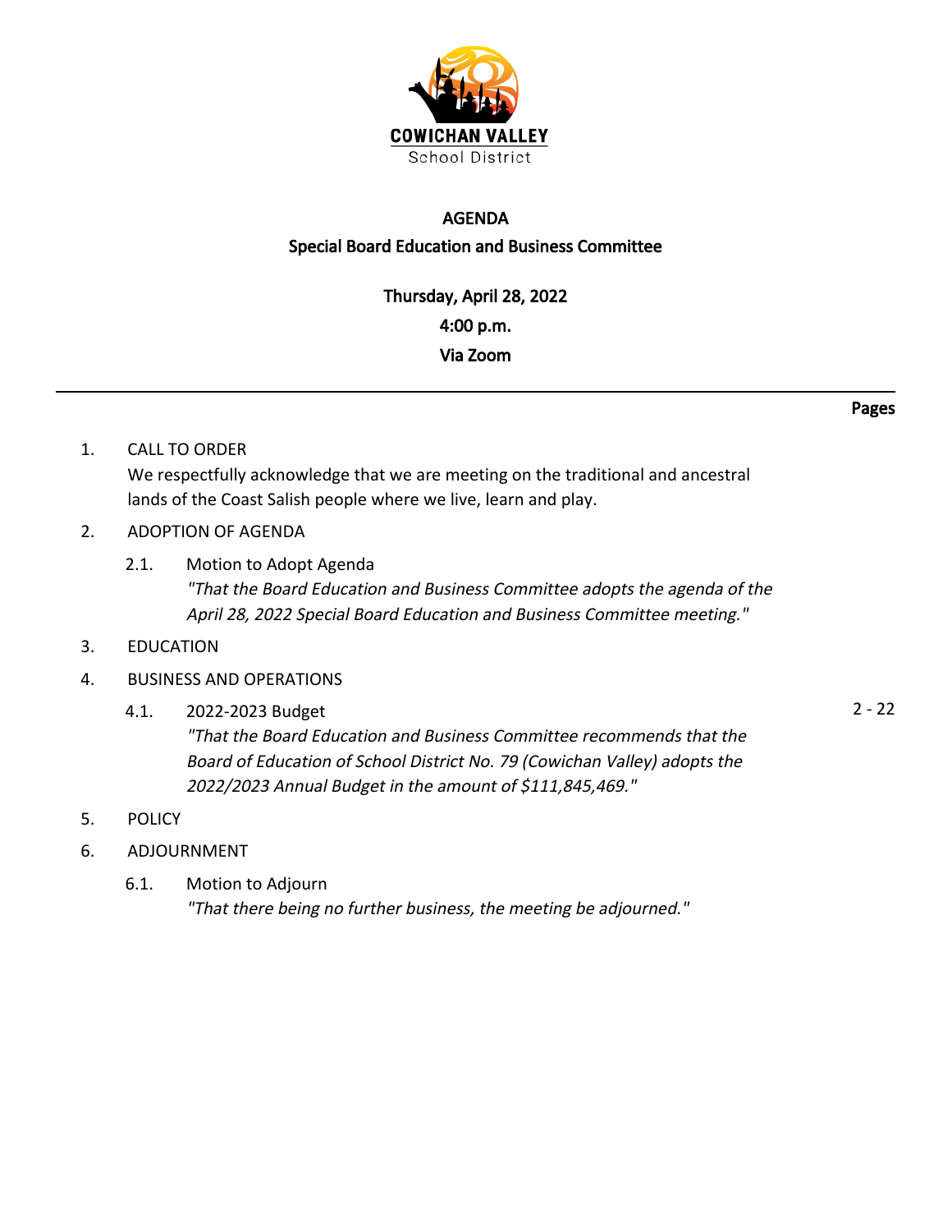COWICHAN VALLEY
School District

# AGENDA

## Special Board Education and Business Committee

**Thursday, April 28, 2022**

**4:00 p.m.**

**Via Zoom**

---

**Pages**

1. CALL TO ORDER

   We respectfully acknowledge that we are meeting on the traditional and ancestral lands of the Coast Salish people where we live, learn and play.

2. ADOPTION OF AGENDA

   2.1. Motion to Adopt Agenda

   *"That the Board Education and Business Committee adopts the agenda of the April 28, 2022 Special Board Education and Business Committee meeting."*

3. EDUCATION

4. BUSINESS AND OPERATIONS

   4.1. 2022-2023 Budget — 2 - 22

   *"That the Board Education and Business Committee recommends that the Board of Education of School District No. 79 (Cowichan Valley) adopts the 2022/2023 Annual Budget in the amount of $111,845,469."*

5. POLICY

6. ADJOURNMENT

   6.1. Motion to Adjourn

   *"That there being no further business, the meeting be adjourned."*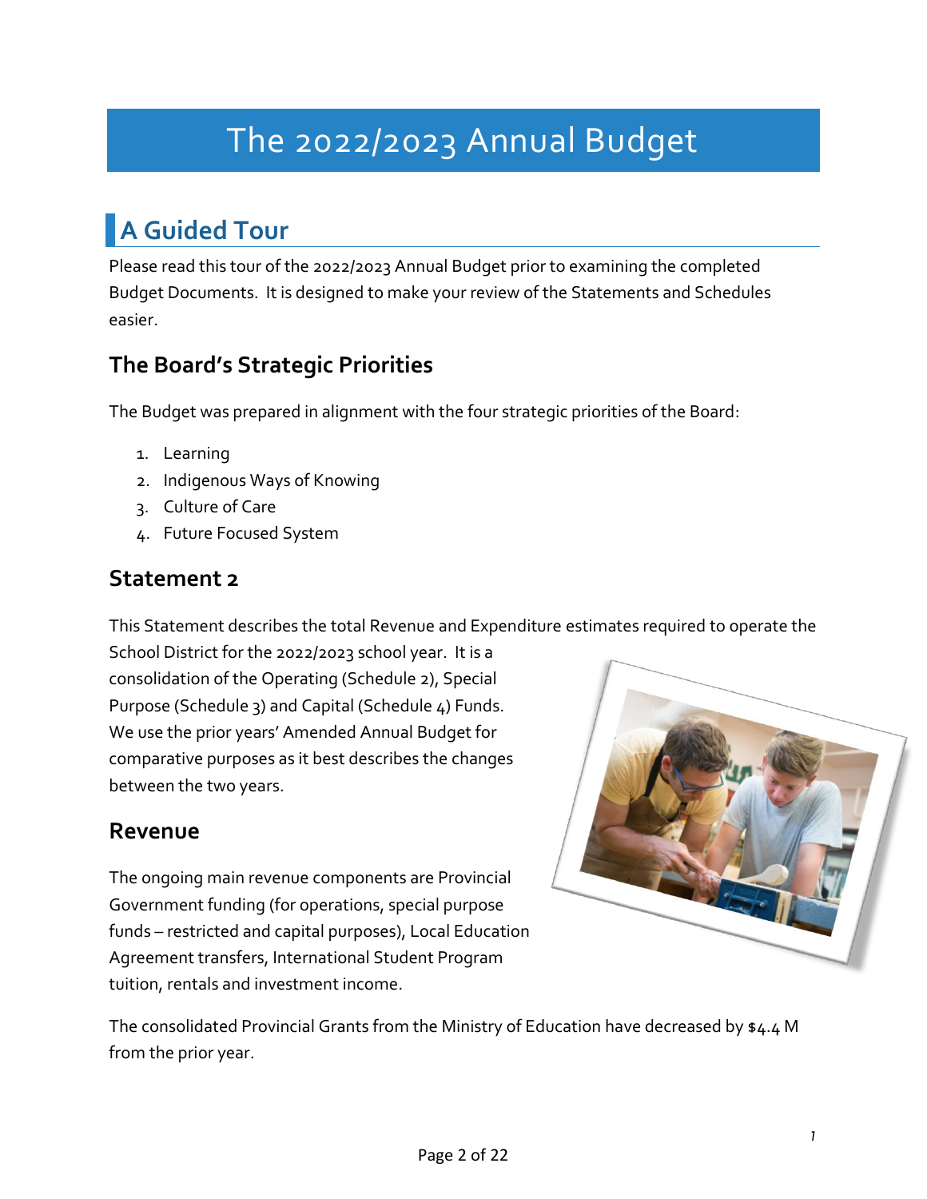# The 2022/2023 Annual Budget

## A Guided Tour

Please read this tour of the 2022/2023 Annual Budget prior to examining the completed Budget Documents. It is designed to make your review of the Statements and Schedules easier.

### The Board's Strategic Priorities

The Budget was prepared in alignment with the four strategic priorities of the Board:

1. Learning
2. Indigenous Ways of Knowing
3. Culture of Care
4. Future Focused System

### Statement 2

This Statement describes the total Revenue and Expenditure estimates required to operate the School District for the 2022/2023 school year. It is a consolidation of the Operating (Schedule 2), Special Purpose (Schedule 3) and Capital (Schedule 4) Funds. We use the prior years' Amended Annual Budget for comparative purposes as it best describes the changes between the two years.

### Revenue

The ongoing main revenue components are Provincial Government funding (for operations, special purpose funds – restricted and capital purposes), Local Education Agreement transfers, International Student Program tuition, rentals and investment income.

The consolidated Provincial Grants from the Ministry of Education have decreased by $4.4 M from the prior year.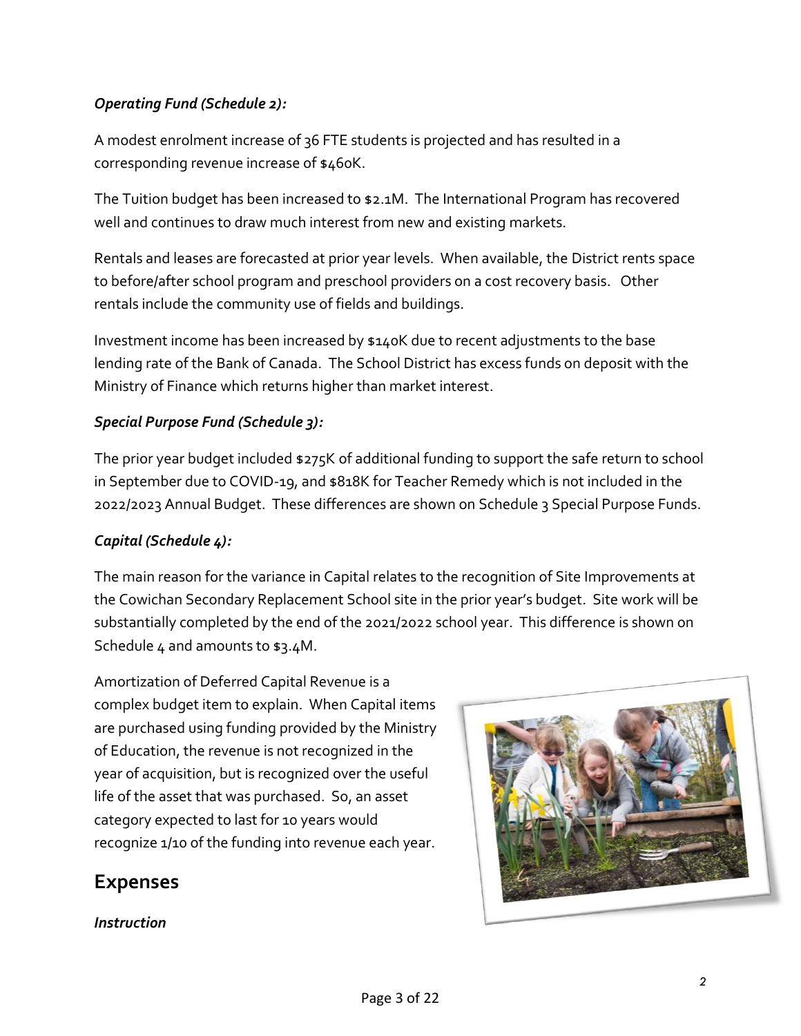*Operating Fund (Schedule 2):*

A modest enrolment increase of 36 FTE students is projected and has resulted in a corresponding revenue increase of $460K.

The Tuition budget has been increased to $2.1M. The International Program has recovered well and continues to draw much interest from new and existing markets.

Rentals and leases are forecasted at prior year levels. When available, the District rents space to before/after school program and preschool providers on a cost recovery basis. Other rentals include the community use of fields and buildings.

Investment income has been increased by $140K due to recent adjustments to the base lending rate of the Bank of Canada. The School District has excess funds on deposit with the Ministry of Finance which returns higher than market interest.

*Special Purpose Fund (Schedule 3):*

The prior year budget included $275K of additional funding to support the safe return to school in September due to COVID-19, and $818K for Teacher Remedy which is not included in the 2022/2023 Annual Budget. These differences are shown on Schedule 3 Special Purpose Funds.

*Capital (Schedule 4):*

The main reason for the variance in Capital relates to the recognition of Site Improvements at the Cowichan Secondary Replacement School site in the prior year's budget. Site work will be substantially completed by the end of the 2021/2022 school year. This difference is shown on Schedule 4 and amounts to $3.4M.

Amortization of Deferred Capital Revenue is a complex budget item to explain. When Capital items are purchased using funding provided by the Ministry of Education, the revenue is not recognized in the year of acquisition, but is recognized over the useful life of the asset that was purchased. So, an asset category expected to last for 10 years would recognize 1/10 of the funding into revenue each year.

## Expenses

*Instruction*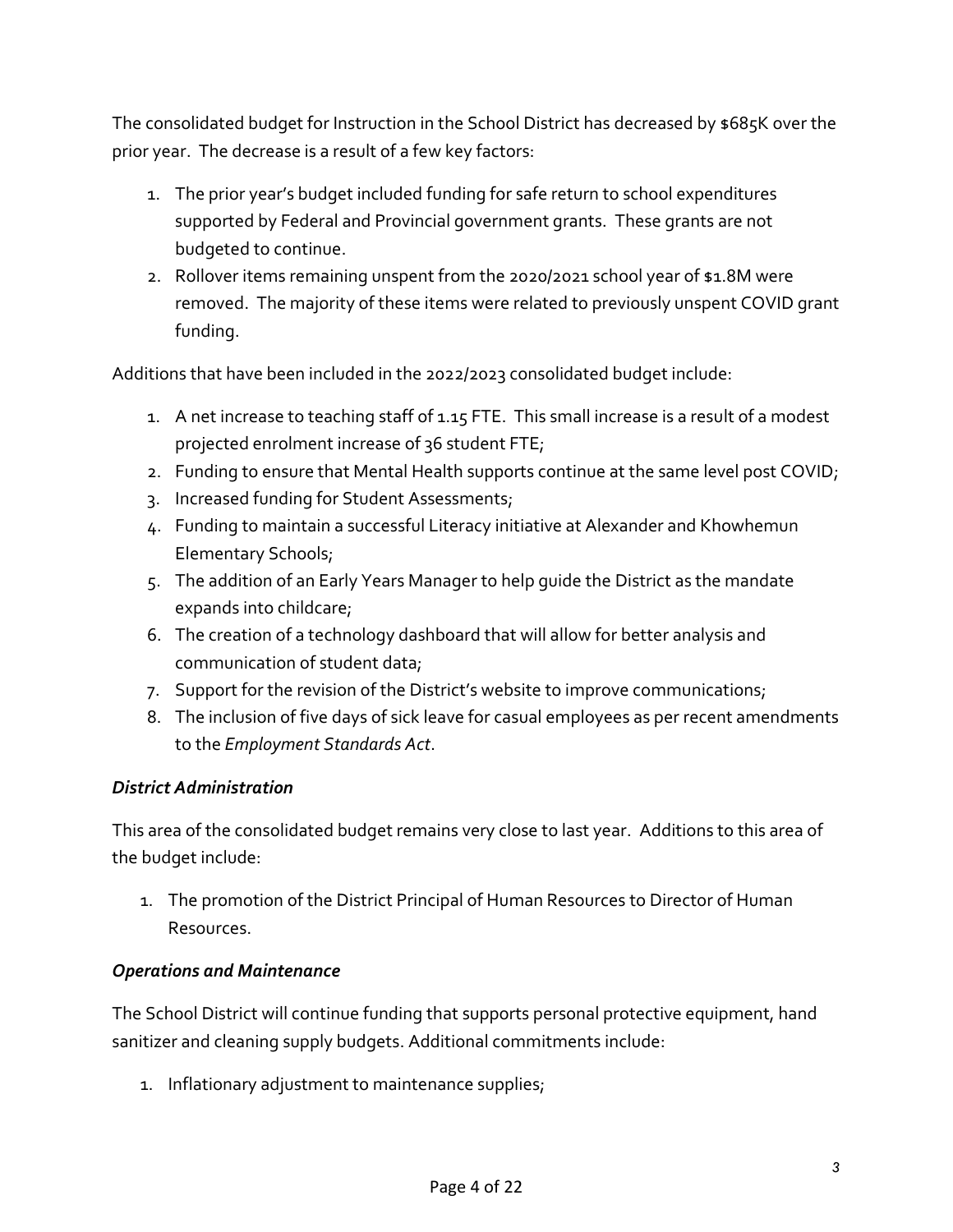The consolidated budget for Instruction in the School District has decreased by $685K over the prior year. The decrease is a result of a few key factors:

1. The prior year's budget included funding for safe return to school expenditures supported by Federal and Provincial government grants. These grants are not budgeted to continue.
2. Rollover items remaining unspent from the 2020/2021 school year of $1.8M were removed. The majority of these items were related to previously unspent COVID grant funding.

Additions that have been included in the 2022/2023 consolidated budget include:

1. A net increase to teaching staff of 1.15 FTE. This small increase is a result of a modest projected enrolment increase of 36 student FTE;
2. Funding to ensure that Mental Health supports continue at the same level post COVID;
3. Increased funding for Student Assessments;
4. Funding to maintain a successful Literacy initiative at Alexander and Khowhemun Elementary Schools;
5. The addition of an Early Years Manager to help guide the District as the mandate expands into childcare;
6. The creation of a technology dashboard that will allow for better analysis and communication of student data;
7. Support for the revision of the District's website to improve communications;
8. The inclusion of five days of sick leave for casual employees as per recent amendments to the *Employment Standards Act*.

### *District Administration*

This area of the consolidated budget remains very close to last year. Additions to this area of the budget include:

1. The promotion of the District Principal of Human Resources to Director of Human Resources.

### *Operations and Maintenance*

The School District will continue funding that supports personal protective equipment, hand sanitizer and cleaning supply budgets. Additional commitments include:

1. Inflationary adjustment to maintenance supplies;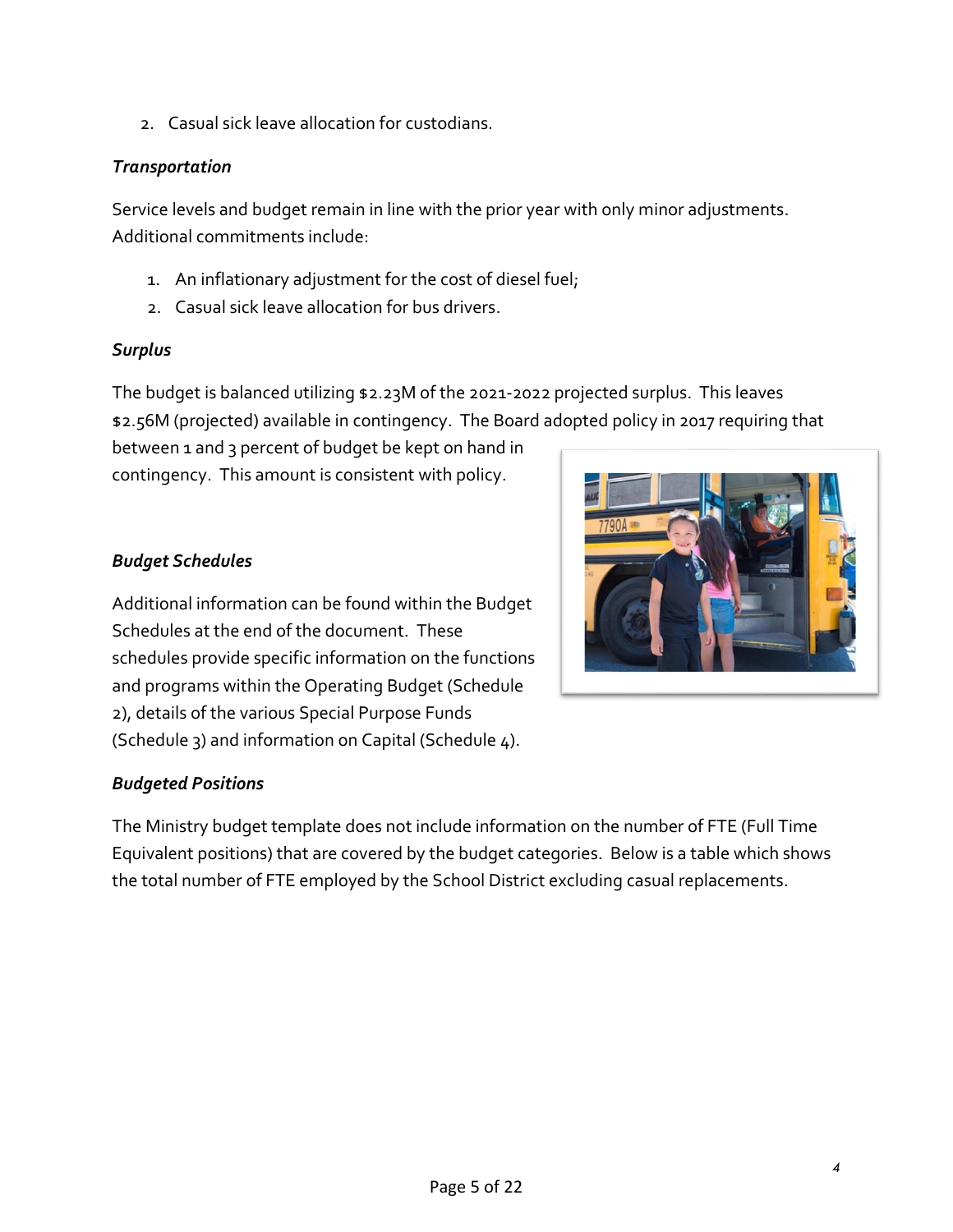2. Casual sick leave allocation for custodians.

*Transportation*

Service levels and budget remain in line with the prior year with only minor adjustments. Additional commitments include:

1. An inflationary adjustment for the cost of diesel fuel;
2. Casual sick leave allocation for bus drivers.

*Surplus*

The budget is balanced utilizing $2.23M of the 2021-2022 projected surplus. This leaves $2.56M (projected) available in contingency. The Board adopted policy in 2017 requiring that between 1 and 3 percent of budget be kept on hand in contingency. This amount is consistent with policy.

*Budget Schedules*

Additional information can be found within the Budget Schedules at the end of the document. These schedules provide specific information on the functions and programs within the Operating Budget (Schedule 2), details of the various Special Purpose Funds (Schedule 3) and information on Capital (Schedule 4).

*Budgeted Positions*

The Ministry budget template does not include information on the number of FTE (Full Time Equivalent positions) that are covered by the budget categories. Below is a table which shows the total number of FTE employed by the School District excluding casual replacements.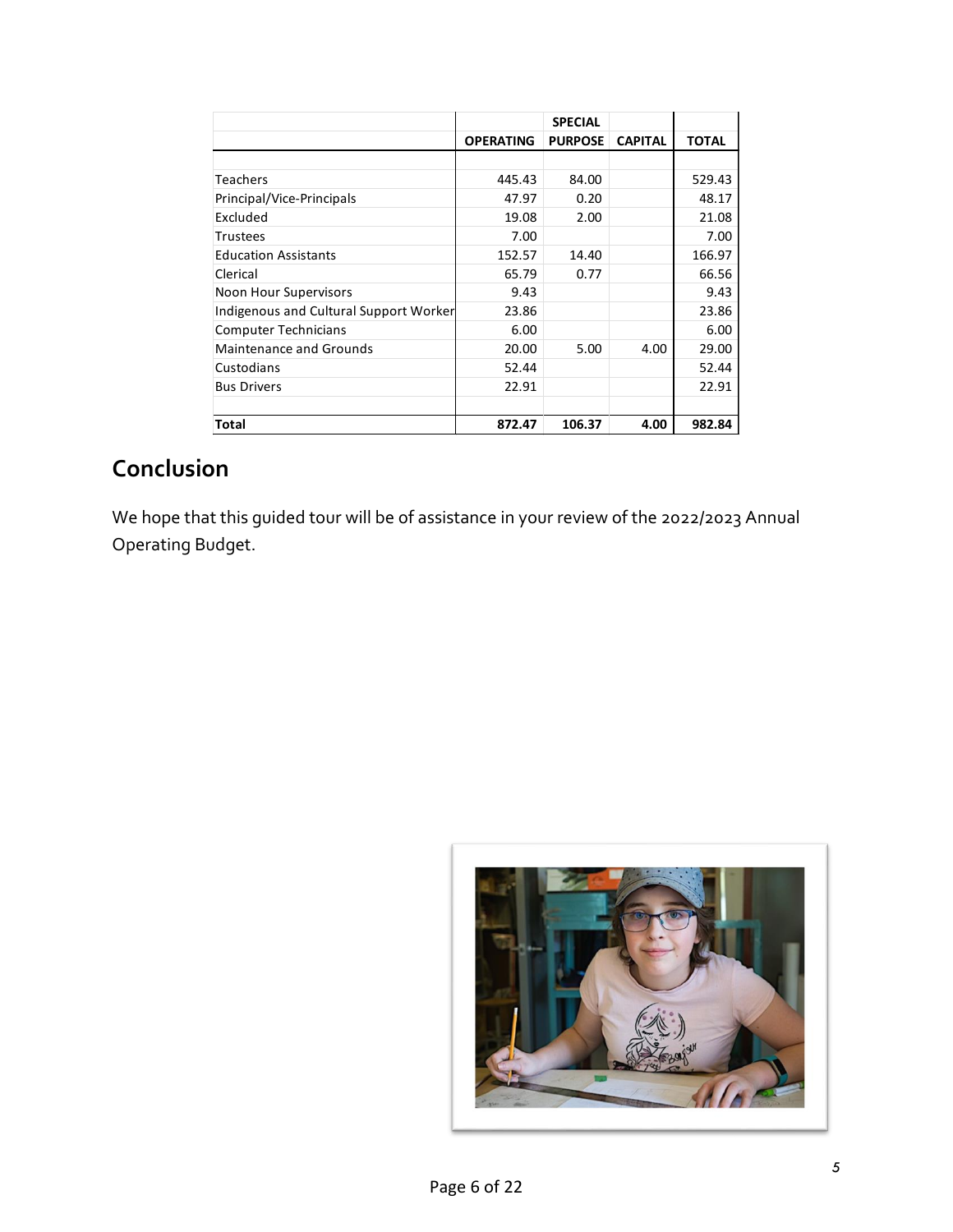| | OPERATING | SPECIAL PURPOSE | CAPITAL | TOTAL |
|---|---|---|---|---|
| Teachers | 445.43 | 84.00 | | 529.43 |
| Principal/Vice-Principals | 47.97 | 0.20 | | 48.17 |
| Excluded | 19.08 | 2.00 | | 21.08 |
| Trustees | 7.00 | | | 7.00 |
| Education Assistants | 152.57 | 14.40 | | 166.97 |
| Clerical | 65.79 | 0.77 | | 66.56 |
| Noon Hour Supervisors | 9.43 | | | 9.43 |
| Indigenous and Cultural Support Worker | 23.86 | | | 23.86 |
| Computer Technicians | 6.00 | | | 6.00 |
| Maintenance and Grounds | 20.00 | 5.00 | 4.00 | 29.00 |
| Custodians | 52.44 | | | 52.44 |
| Bus Drivers | 22.91 | | | 22.91 |
| **Total** | **872.47** | **106.37** | **4.00** | **982.84** |

## Conclusion

We hope that this guided tour will be of assistance in your review of the 2022/2023 Annual Operating Budget.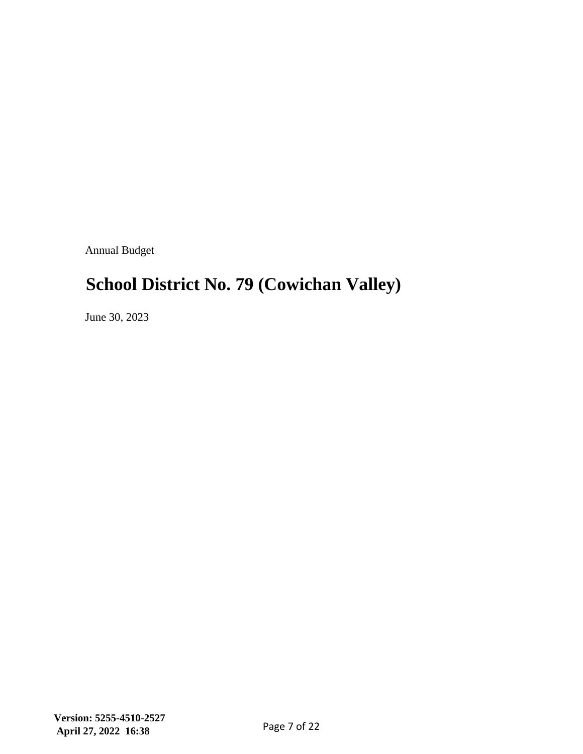Annual Budget

# School District No. 79 (Cowichan Valley)

June 30, 2023

**Version: 5255-4510-2527**
**April 27, 2022 16:38**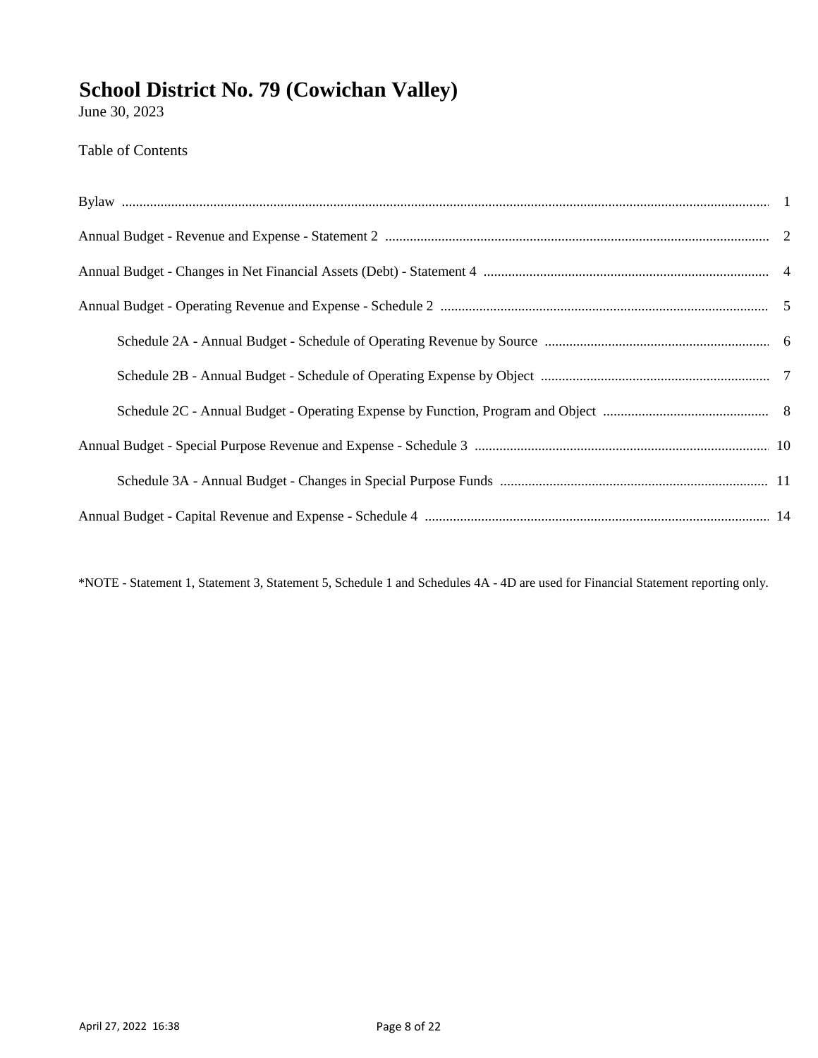# School District No. 79 (Cowichan Valley)

June 30, 2023

Table of Contents

| | |
|---|---|
| Bylaw | 1 |
| Annual Budget - Revenue and Expense - Statement 2 | 2 |
| Annual Budget - Changes in Net Financial Assets (Debt) - Statement 4 | 4 |
| Annual Budget - Operating Revenue and Expense - Schedule 2 | 5 |
| Schedule 2A - Annual Budget - Schedule of Operating Revenue by Source | 6 |
| Schedule 2B - Annual Budget - Schedule of Operating Expense by Object | 7 |
| Schedule 2C - Annual Budget - Operating Expense by Function, Program and Object | 8 |
| Annual Budget - Special Purpose Revenue and Expense - Schedule 3 | 10 |
| Schedule 3A - Annual Budget - Changes in Special Purpose Funds | 11 |
| Annual Budget - Capital Revenue and Expense - Schedule 4 | 14 |

*NOTE - Statement 1, Statement 3, Statement 5, Schedule 1 and Schedules 4A - 4D are used for Financial Statement reporting only.

April 27, 2022 16:38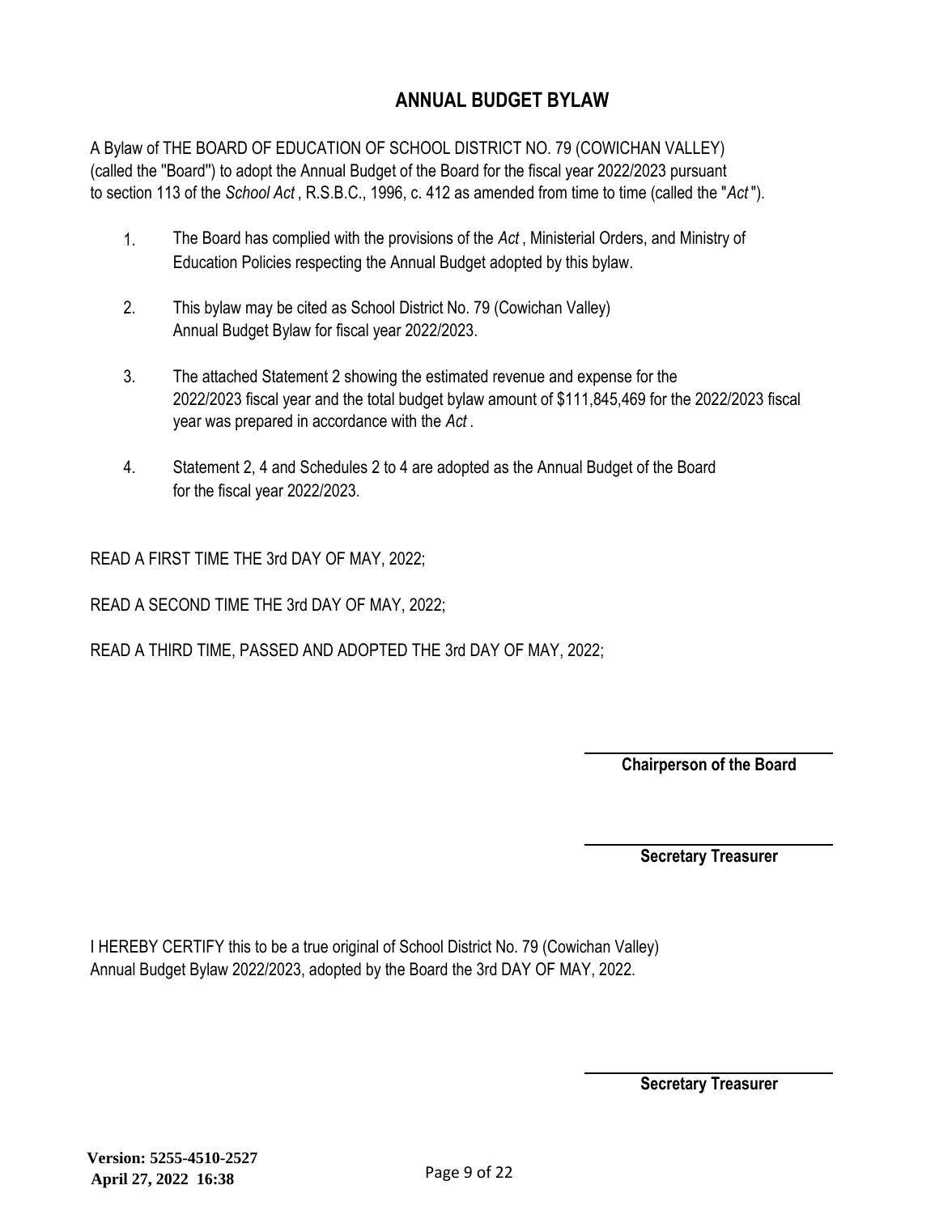# ANNUAL BUDGET BYLAW

A Bylaw of THE BOARD OF EDUCATION OF SCHOOL DISTRICT NO. 79 (COWICHAN VALLEY) (called the "Board") to adopt the Annual Budget of the Board for the fiscal year 2022/2023 pursuant to section 113 of the *School Act* , R.S.B.C., 1996, c. 412 as amended from time to time (called the "*Act* ").

1. The Board has complied with the provisions of the *Act* , Ministerial Orders, and Ministry of Education Policies respecting the Annual Budget adopted by this bylaw.

2. This bylaw may be cited as School District No. 79 (Cowichan Valley) Annual Budget Bylaw for fiscal year 2022/2023.

3. The attached Statement 2 showing the estimated revenue and expense for the 2022/2023 fiscal year and the total budget bylaw amount of $111,845,469 for the 2022/2023 fiscal year was prepared in accordance with the *Act* .

4. Statement 2, 4 and Schedules 2 to 4 are adopted as the Annual Budget of the Board for the fiscal year 2022/2023.

READ A FIRST TIME THE 3rd DAY OF MAY, 2022;

READ A SECOND TIME THE 3rd DAY OF MAY, 2022;

READ A THIRD TIME, PASSED AND ADOPTED THE 3rd DAY OF MAY, 2022;

**Chairperson of the Board**

**Secretary Treasurer**

I HEREBY CERTIFY this to be a true original of School District No. 79 (Cowichan Valley) Annual Budget Bylaw 2022/2023, adopted by the Board the 3rd DAY OF MAY, 2022.

**Secretary Treasurer**

**Version: 5255-4510-2527**
**April 27, 2022 16:38**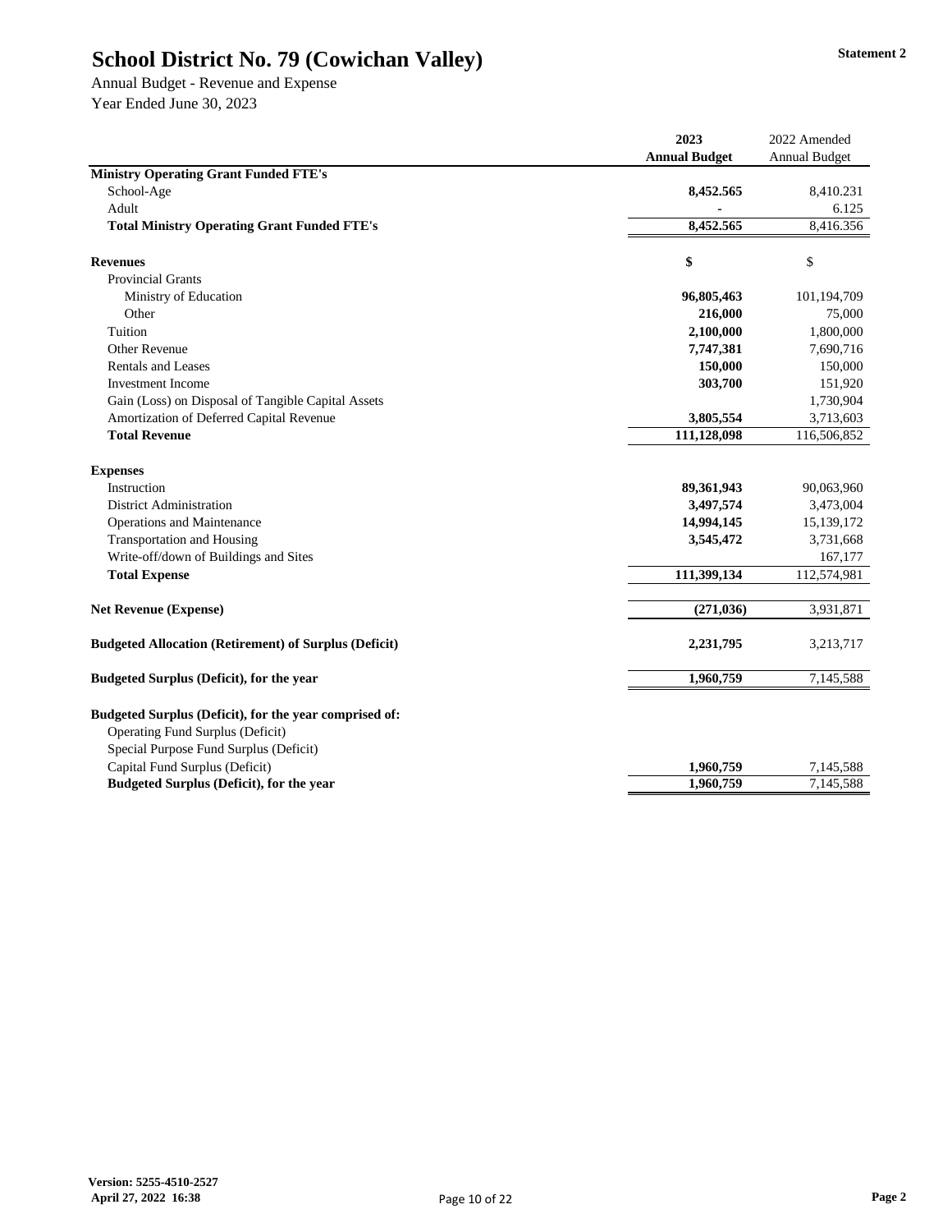# School District No. 79 (Cowichan Valley)

**Statement 2**

Annual Budget - Revenue and Expense
Year Ended June 30, 2023

| | 2023 Annual Budget | 2022 Amended Annual Budget |
|---|---|---|
| **Ministry Operating Grant Funded FTE's** | | |
| School-Age | **8,452.565** | 8,410.231 |
| Adult | **-** | 6.125 |
| **Total Ministry Operating Grant Funded FTE's** | **8,452.565** | 8,416.356 |
| | | |
| **Revenues** | **$** | $ |
| Provincial Grants | | |
| Ministry of Education | **96,805,463** | 101,194,709 |
| Other | **216,000** | 75,000 |
| Tuition | **2,100,000** | 1,800,000 |
| Other Revenue | **7,747,381** | 7,690,716 |
| Rentals and Leases | **150,000** | 150,000 |
| Investment Income | **303,700** | 151,920 |
| Gain (Loss) on Disposal of Tangible Capital Assets | | 1,730,904 |
| Amortization of Deferred Capital Revenue | **3,805,554** | 3,713,603 |
| **Total Revenue** | **111,128,098** | 116,506,852 |
| | | |
| **Expenses** | | |
| Instruction | **89,361,943** | 90,063,960 |
| District Administration | **3,497,574** | 3,473,004 |
| Operations and Maintenance | **14,994,145** | 15,139,172 |
| Transportation and Housing | **3,545,472** | 3,731,668 |
| Write-off/down of Buildings and Sites | | 167,177 |
| **Total Expense** | **111,399,134** | 112,574,981 |
| | | |
| **Net Revenue (Expense)** | **(271,036)** | 3,931,871 |
| | | |
| **Budgeted Allocation (Retirement) of Surplus (Deficit)** | **2,231,795** | 3,213,717 |
| | | |
| **Budgeted Surplus (Deficit), for the year** | **1,960,759** | 7,145,588 |
| | | |
| **Budgeted Surplus (Deficit), for the year comprised of:** | | |
| Operating Fund Surplus (Deficit) | | |
| Special Purpose Fund Surplus (Deficit) | | |
| Capital Fund Surplus (Deficit) | **1,960,759** | 7,145,588 |
| **Budgeted Surplus (Deficit), for the year** | **1,960,759** | 7,145,588 |

**Version: 5255-4510-2527**
**April 27, 2022 16:38**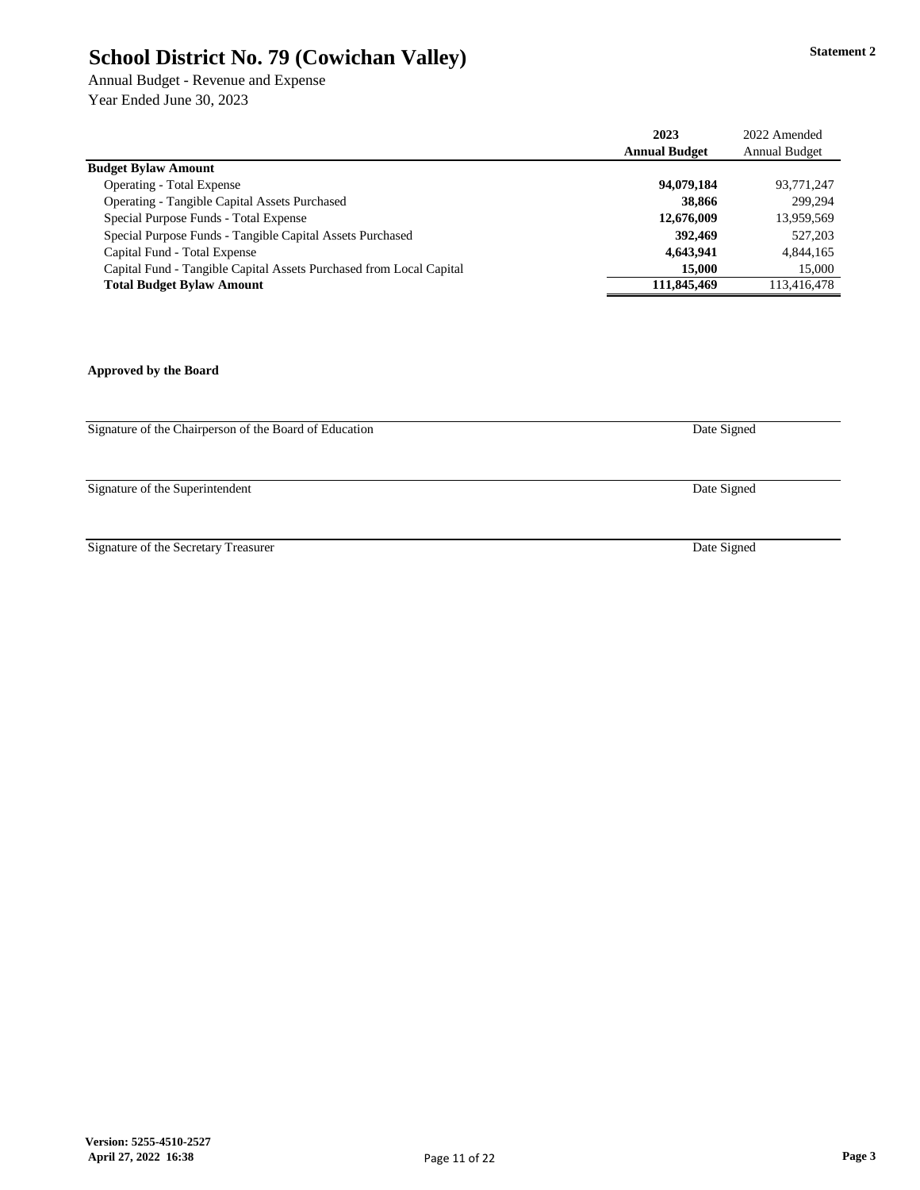# School District No. 79 (Cowichan Valley)

**Statement 2**

Annual Budget - Revenue and Expense
Year Ended June 30, 2023

| | 2023 Annual Budget | 2022 Amended Annual Budget |
|---|---|---|
| **Budget Bylaw Amount** | | |
| Operating - Total Expense | **94,079,184** | 93,771,247 |
| Operating - Tangible Capital Assets Purchased | **38,866** | 299,294 |
| Special Purpose Funds - Total Expense | **12,676,009** | 13,959,569 |
| Special Purpose Funds - Tangible Capital Assets Purchased | **392,469** | 527,203 |
| Capital Fund - Total Expense | **4,643,941** | 4,844,165 |
| Capital Fund - Tangible Capital Assets Purchased from Local Capital | **15,000** | 15,000 |
| **Total Budget Bylaw Amount** | **111,845,469** | 113,416,478 |

**Approved by the Board**

Signature of the Chairperson of the Board of Education — Date Signed

Signature of the Superintendent — Date Signed

Signature of the Secretary Treasurer — Date Signed

**Version: 5255-4510-2527**
**April 27, 2022 16:38**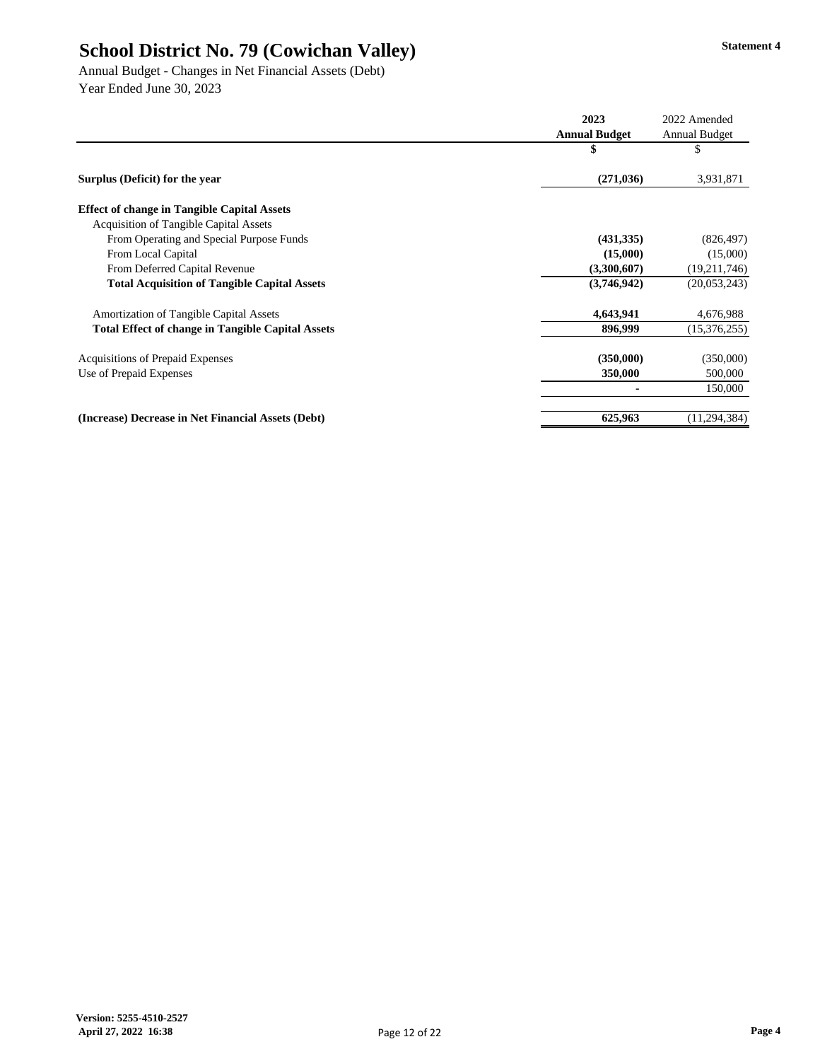# School District No. 79 (Cowichan Valley)

**Statement 4**

Annual Budget - Changes in Net Financial Assets (Debt)
Year Ended June 30, 2023

| | 2023 Annual Budget | 2022 Amended Annual Budget |
|---|---|---|
| | **$** | $ |
| **Surplus (Deficit) for the year** | **(271,036)** | 3,931,871 |
| **Effect of change in Tangible Capital Assets** | | |
| Acquisition of Tangible Capital Assets | | |
| From Operating and Special Purpose Funds | **(431,335)** | (826,497) |
| From Local Capital | **(15,000)** | (15,000) |
| From Deferred Capital Revenue | **(3,300,607)** | (19,211,746) |
| **Total Acquisition of Tangible Capital Assets** | **(3,746,942)** | (20,053,243) |
| Amortization of Tangible Capital Assets | **4,643,941** | 4,676,988 |
| **Total Effect of change in Tangible Capital Assets** | **896,999** | (15,376,255) |
| Acquisitions of Prepaid Expenses | **(350,000)** | (350,000) |
| Use of Prepaid Expenses | **350,000** | 500,000 |
| | **-** | 150,000 |
| **(Increase) Decrease in Net Financial Assets (Debt)** | **625,963** | (11,294,384) |

**Version: 5255-4510-2527**
**April 27, 2022 16:38**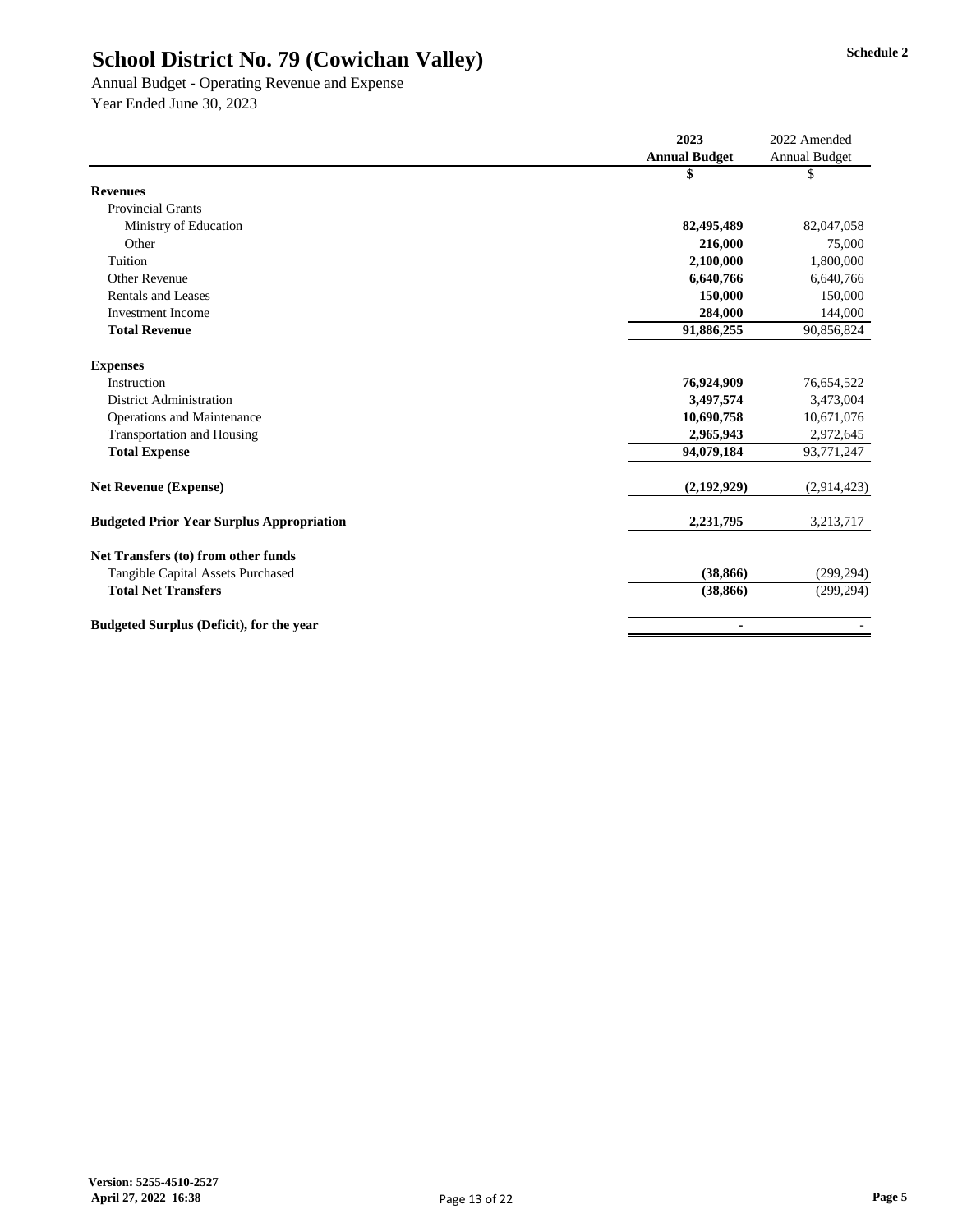# School District No. 79 (Cowichan Valley)

**Schedule 2**

Annual Budget - Operating Revenue and Expense
Year Ended June 30, 2023

| | 2023 Annual Budget | 2022 Amended Annual Budget |
|---|---|---|
| | $ | $ |
| **Revenues** | | |
| Provincial Grants | | |
| Ministry of Education | **82,495,489** | 82,047,058 |
| Other | **216,000** | 75,000 |
| Tuition | **2,100,000** | 1,800,000 |
| Other Revenue | **6,640,766** | 6,640,766 |
| Rentals and Leases | **150,000** | 150,000 |
| Investment Income | **284,000** | 144,000 |
| **Total Revenue** | **91,886,255** | 90,856,824 |
| | | |
| **Expenses** | | |
| Instruction | **76,924,909** | 76,654,522 |
| District Administration | **3,497,574** | 3,473,004 |
| Operations and Maintenance | **10,690,758** | 10,671,076 |
| Transportation and Housing | **2,965,943** | 2,972,645 |
| **Total Expense** | **94,079,184** | 93,771,247 |
| | | |
| **Net Revenue (Expense)** | **(2,192,929)** | (2,914,423) |
| | | |
| **Budgeted Prior Year Surplus Appropriation** | **2,231,795** | 3,213,717 |
| | | |
| **Net Transfers (to) from other funds** | | |
| Tangible Capital Assets Purchased | **(38,866)** | (299,294) |
| **Total Net Transfers** | **(38,866)** | (299,294) |
| | | |
| **Budgeted Surplus (Deficit), for the year** | **-** | - |

**Version: 5255-4510-2527**
**April 27, 2022 16:38**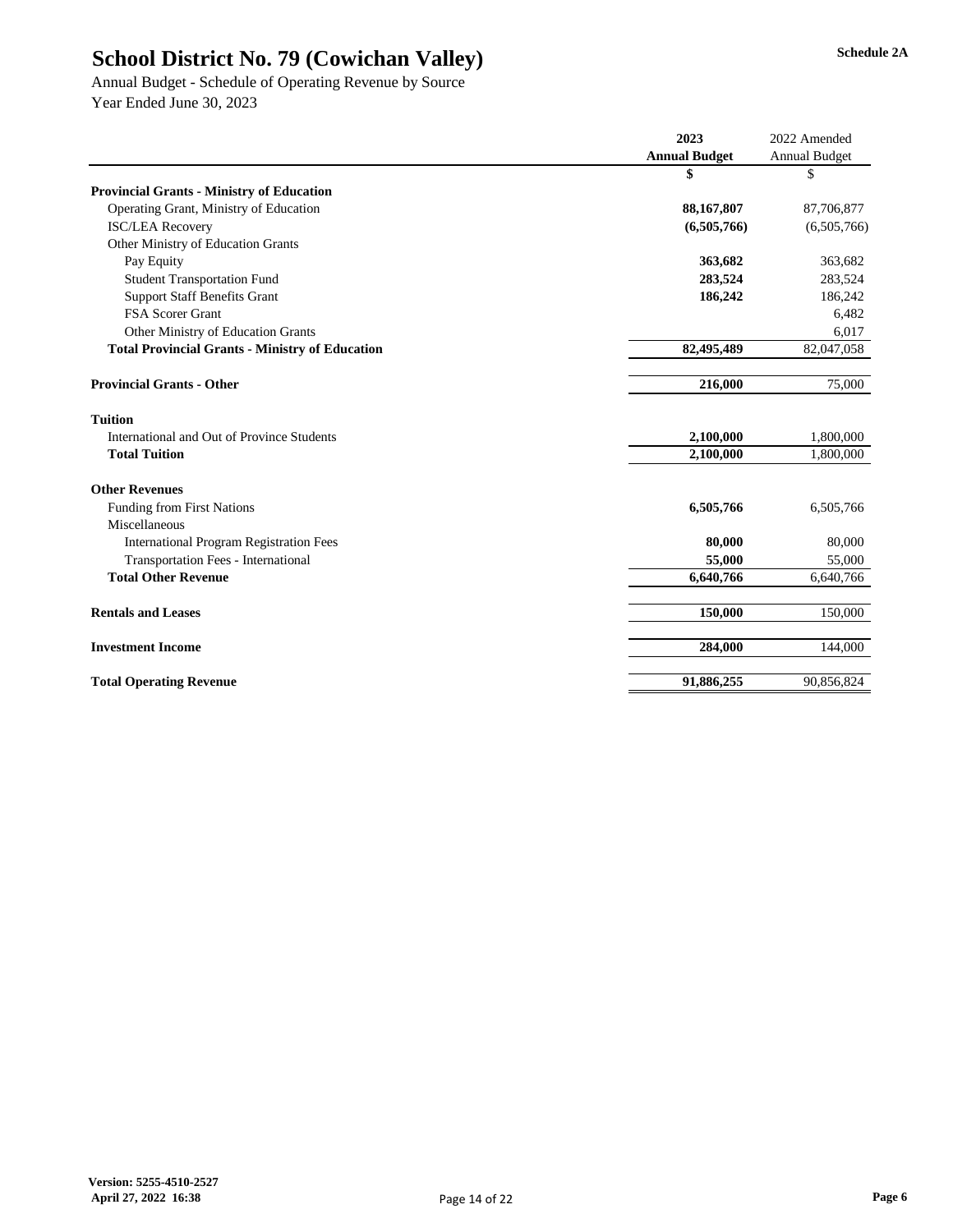# School District No. 79 (Cowichan Valley)

Schedule 2A

Annual Budget - Schedule of Operating Revenue by Source
Year Ended June 30, 2023

| | 2023 Annual Budget | 2022 Amended Annual Budget |
|---|---|---|
| | $ | $ |
| **Provincial Grants - Ministry of Education** | | |
| Operating Grant, Ministry of Education | **88,167,807** | 87,706,877 |
| ISC/LEA Recovery | **(6,505,766)** | (6,505,766) |
| Other Ministry of Education Grants | | |
| Pay Equity | **363,682** | 363,682 |
| Student Transportation Fund | **283,524** | 283,524 |
| Support Staff Benefits Grant | **186,242** | 186,242 |
| FSA Scorer Grant | | 6,482 |
| Other Ministry of Education Grants | | 6,017 |
| **Total Provincial Grants - Ministry of Education** | **82,495,489** | 82,047,058 |
| | | |
| **Provincial Grants - Other** | **216,000** | 75,000 |
| | | |
| **Tuition** | | |
| International and Out of Province Students | **2,100,000** | 1,800,000 |
| **Total Tuition** | **2,100,000** | 1,800,000 |
| | | |
| **Other Revenues** | | |
| Funding from First Nations | **6,505,766** | 6,505,766 |
| Miscellaneous | | |
| International Program Registration Fees | **80,000** | 80,000 |
| Transportation Fees - International | **55,000** | 55,000 |
| **Total Other Revenue** | **6,640,766** | 6,640,766 |
| | | |
| **Rentals and Leases** | **150,000** | 150,000 |
| | | |
| **Investment Income** | **284,000** | 144,000 |
| | | |
| **Total Operating Revenue** | **91,886,255** | 90,856,824 |

**Version: 5255-4510-2527**
**April 27, 2022 16:38**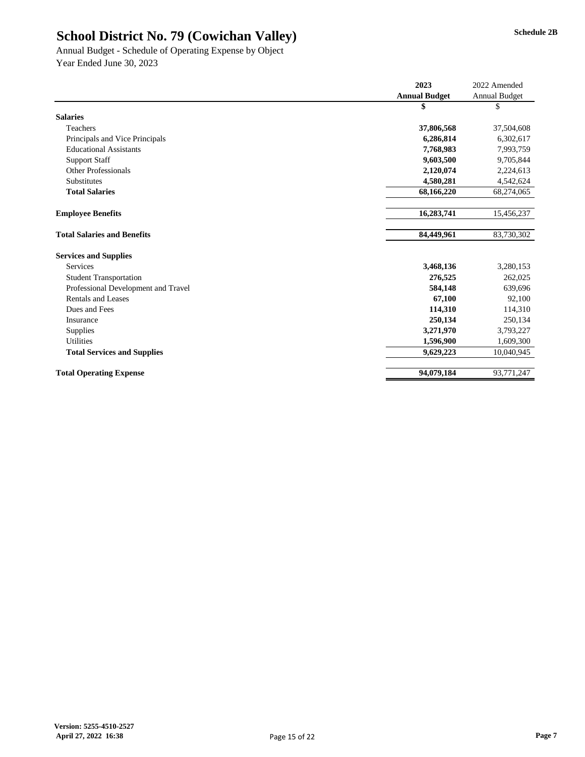# School District No. 79 (Cowichan Valley)

Schedule 2B

Annual Budget - Schedule of Operating Expense by Object
Year Ended June 30, 2023

| | 2023 Annual Budget | 2022 Amended Annual Budget |
|---|---|---|
| | $ | $ |
| **Salaries** | | |
| Teachers | **37,806,568** | 37,504,608 |
| Principals and Vice Principals | **6,286,814** | 6,302,617 |
| Educational Assistants | **7,768,983** | 7,993,759 |
| Support Staff | **9,603,500** | 9,705,844 |
| Other Professionals | **2,120,074** | 2,224,613 |
| Substitutes | **4,580,281** | 4,542,624 |
| **Total Salaries** | **68,166,220** | 68,274,065 |
| | | |
| **Employee Benefits** | **16,283,741** | 15,456,237 |
| | | |
| **Total Salaries and Benefits** | **84,449,961** | 83,730,302 |
| | | |
| **Services and Supplies** | | |
| Services | **3,468,136** | 3,280,153 |
| Student Transportation | **276,525** | 262,025 |
| Professional Development and Travel | **584,148** | 639,696 |
| Rentals and Leases | **67,100** | 92,100 |
| Dues and Fees | **114,310** | 114,310 |
| Insurance | **250,134** | 250,134 |
| Supplies | **3,271,970** | 3,793,227 |
| Utilities | **1,596,900** | 1,609,300 |
| **Total Services and Supplies** | **9,629,223** | 10,040,945 |
| | | |
| **Total Operating Expense** | **94,079,184** | 93,771,247 |

**Version: 5255-4510-2527**
**April 27, 2022 16:38**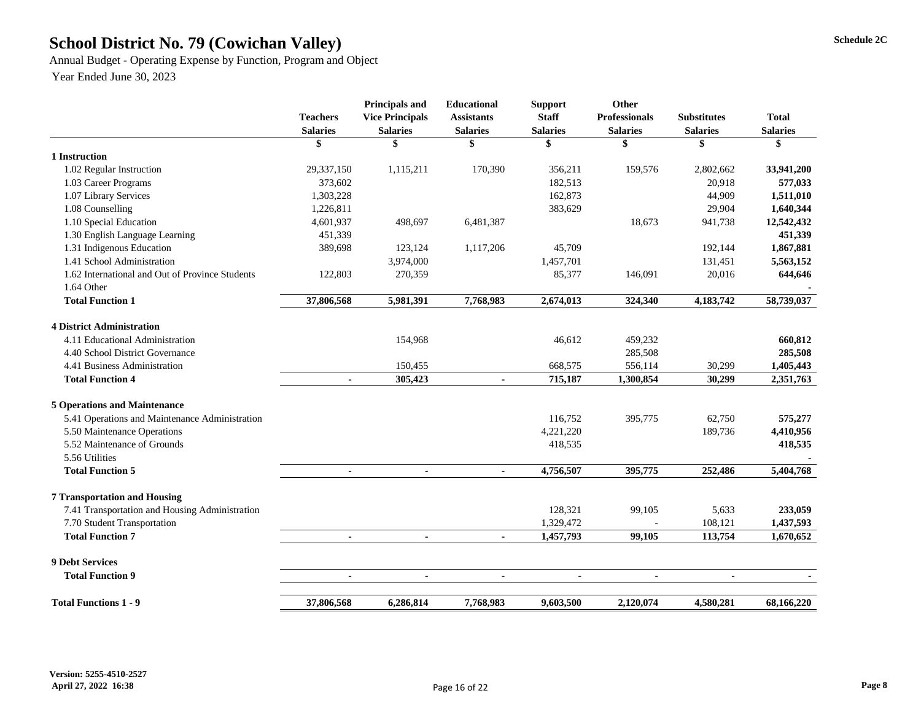# School District No. 79 (Cowichan Valley)

Schedule 2C

Annual Budget - Operating Expense by Function, Program and Object

Year Ended June 30, 2023

| | Teachers Salaries | Principals and Vice Principals Salaries | Educational Assistants Salaries | Support Staff Salaries | Other Professionals Salaries | Substitutes Salaries | Total Salaries |
|---|---|---|---|---|---|---|---|
| | $ | $ | $ | $ | $ | $ | $ |
| **1 Instruction** | | | | | | | |
| 1.02 Regular Instruction | 29,337,150 | 1,115,211 | 170,390 | 356,211 | 159,576 | 2,802,662 | **33,941,200** |
| 1.03 Career Programs | 373,602 | | | 182,513 | | 20,918 | **577,033** |
| 1.07 Library Services | 1,303,228 | | | 162,873 | | 44,909 | **1,511,010** |
| 1.08 Counselling | 1,226,811 | | | 383,629 | | 29,904 | **1,640,344** |
| 1.10 Special Education | 4,601,937 | 498,697 | 6,481,387 | | 18,673 | 941,738 | **12,542,432** |
| 1.30 English Language Learning | 451,339 | | | | | | **451,339** |
| 1.31 Indigenous Education | 389,698 | 123,124 | 1,117,206 | 45,709 | | 192,144 | **1,867,881** |
| 1.41 School Administration | | 3,974,000 | | 1,457,701 | | 131,451 | **5,563,152** |
| 1.62 International and Out of Province Students | 122,803 | 270,359 | | 85,377 | 146,091 | 20,016 | **644,646** |
| 1.64 Other | | | | | | | **-** |
| **Total Function 1** | **37,806,568** | **5,981,391** | **7,768,983** | **2,674,013** | **324,340** | **4,183,742** | **58,739,037** |
| **4 District Administration** | | | | | | | |
| 4.11 Educational Administration | | 154,968 | | 46,612 | 459,232 | | **660,812** |
| 4.40 School District Governance | | | | | 285,508 | | **285,508** |
| 4.41 Business Administration | | 150,455 | | 668,575 | 556,114 | 30,299 | **1,405,443** |
| **Total Function 4** | **-** | **305,423** | **-** | **715,187** | **1,300,854** | **30,299** | **2,351,763** |
| **5 Operations and Maintenance** | | | | | | | |
| 5.41 Operations and Maintenance Administration | | | | 116,752 | 395,775 | 62,750 | **575,277** |
| 5.50 Maintenance Operations | | | | 4,221,220 | | 189,736 | **4,410,956** |
| 5.52 Maintenance of Grounds | | | | 418,535 | | | **418,535** |
| 5.56 Utilities | | | | | | | **-** |
| **Total Function 5** | **-** | **-** | **-** | **4,756,507** | **395,775** | **252,486** | **5,404,768** |
| **7 Transportation and Housing** | | | | | | | |
| 7.41 Transportation and Housing Administration | | | | 128,321 | 99,105 | 5,633 | **233,059** |
| 7.70 Student Transportation | | | | 1,329,472 | - | 108,121 | **1,437,593** |
| **Total Function 7** | **-** | **-** | **-** | **1,457,793** | **99,105** | **113,754** | **1,670,652** |
| **9 Debt Services** | | | | | | | |
| **Total Function 9** | **-** | **-** | **-** | **-** | **-** | **-** | **-** |
| **Total Functions 1 - 9** | **37,806,568** | **6,286,814** | **7,768,983** | **9,603,500** | **2,120,074** | **4,580,281** | **68,166,220** |

**Version: 5255-4510-2527**
**April 27, 2022 16:38**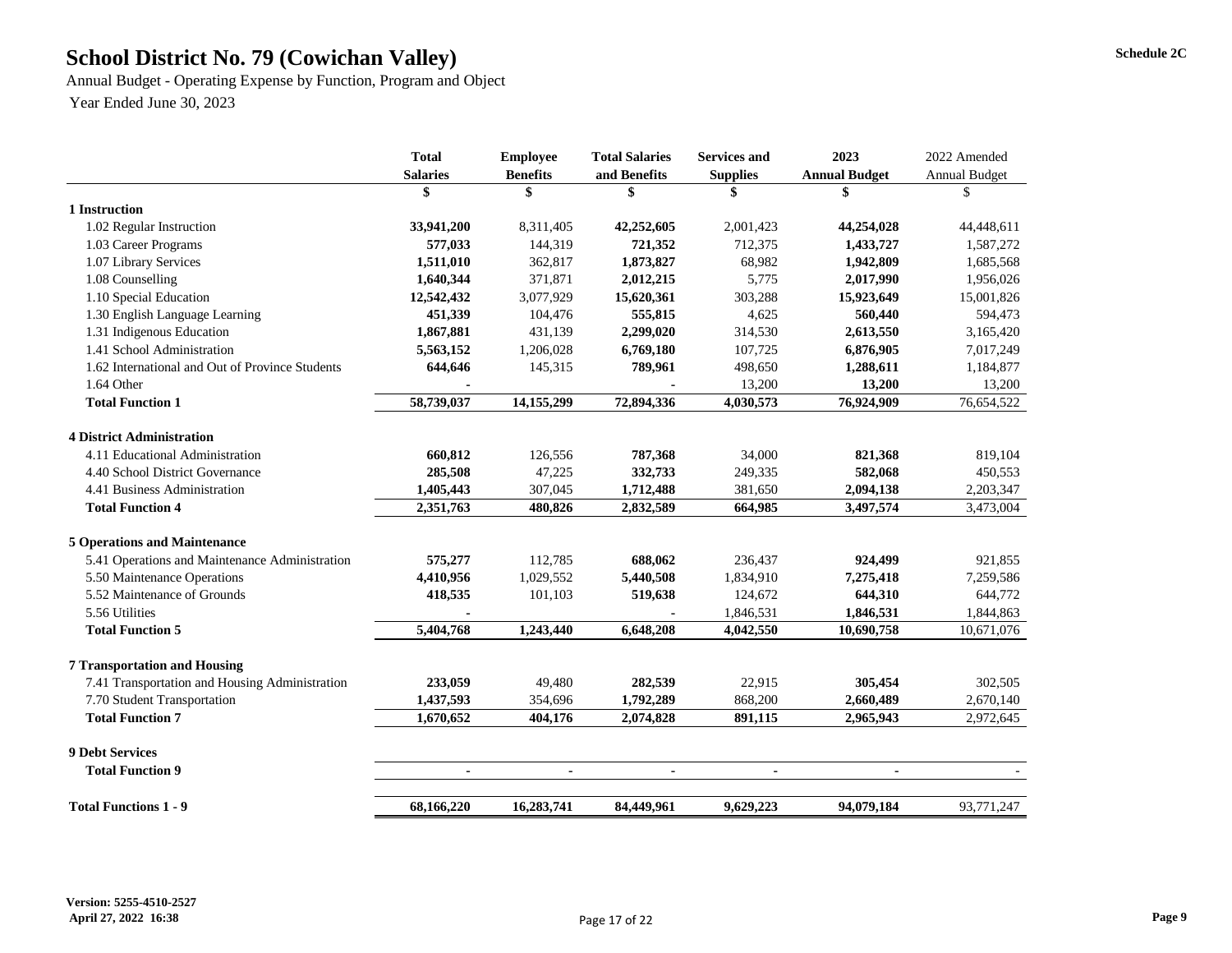# School District No. 79 (Cowichan Valley)

Schedule 2C

Annual Budget - Operating Expense by Function, Program and Object

Year Ended June 30, 2023

| | Total Salaries | Employee Benefits | Total Salaries and Benefits | Services and Supplies | 2023 Annual Budget | 2022 Amended Annual Budget |
|---|---|---|---|---|---|---|
| | $ | $ | $ | $ | $ | $ |
| **1 Instruction** | | | | | | |
| 1.02 Regular Instruction | **33,941,200** | 8,311,405 | **42,252,605** | 2,001,423 | **44,254,028** | 44,448,611 |
| 1.03 Career Programs | **577,033** | 144,319 | **721,352** | 712,375 | **1,433,727** | 1,587,272 |
| 1.07 Library Services | **1,511,010** | 362,817 | **1,873,827** | 68,982 | **1,942,809** | 1,685,568 |
| 1.08 Counselling | **1,640,344** | 371,871 | **2,012,215** | 5,775 | **2,017,990** | 1,956,026 |
| 1.10 Special Education | **12,542,432** | 3,077,929 | **15,620,361** | 303,288 | **15,923,649** | 15,001,826 |
| 1.30 English Language Learning | **451,339** | 104,476 | **555,815** | 4,625 | **560,440** | 594,473 |
| 1.31 Indigenous Education | **1,867,881** | 431,139 | **2,299,020** | 314,530 | **2,613,550** | 3,165,420 |
| 1.41 School Administration | **5,563,152** | 1,206,028 | **6,769,180** | 107,725 | **6,876,905** | 7,017,249 |
| 1.62 International and Out of Province Students | **644,646** | 145,315 | **789,961** | 498,650 | **1,288,611** | 1,184,877 |
| 1.64 Other | **-** | | **-** | 13,200 | **13,200** | 13,200 |
| **Total Function 1** | **58,739,037** | **14,155,299** | **72,894,336** | **4,030,573** | **76,924,909** | 76,654,522 |
| **4 District Administration** | | | | | | |
| 4.11 Educational Administration | **660,812** | 126,556 | **787,368** | 34,000 | **821,368** | 819,104 |
| 4.40 School District Governance | **285,508** | 47,225 | **332,733** | 249,335 | **582,068** | 450,553 |
| 4.41 Business Administration | **1,405,443** | 307,045 | **1,712,488** | 381,650 | **2,094,138** | 2,203,347 |
| **Total Function 4** | **2,351,763** | **480,826** | **2,832,589** | **664,985** | **3,497,574** | 3,473,004 |
| **5 Operations and Maintenance** | | | | | | |
| 5.41 Operations and Maintenance Administration | **575,277** | 112,785 | **688,062** | 236,437 | **924,499** | 921,855 |
| 5.50 Maintenance Operations | **4,410,956** | 1,029,552 | **5,440,508** | 1,834,910 | **7,275,418** | 7,259,586 |
| 5.52 Maintenance of Grounds | **418,535** | 101,103 | **519,638** | 124,672 | **644,310** | 644,772 |
| 5.56 Utilities | **-** | | **-** | 1,846,531 | **1,846,531** | 1,844,863 |
| **Total Function 5** | **5,404,768** | **1,243,440** | **6,648,208** | **4,042,550** | **10,690,758** | 10,671,076 |
| **7 Transportation and Housing** | | | | | | |
| 7.41 Transportation and Housing Administration | **233,059** | 49,480 | **282,539** | 22,915 | **305,454** | 302,505 |
| 7.70 Student Transportation | **1,437,593** | 354,696 | **1,792,289** | 868,200 | **2,660,489** | 2,670,140 |
| **Total Function 7** | **1,670,652** | **404,176** | **2,074,828** | **891,115** | **2,965,943** | 2,972,645 |
| **9 Debt Services** | | | | | | |
| **Total Function 9** | **-** | **-** | **-** | **-** | **-** | - |
| **Total Functions 1 - 9** | **68,166,220** | **16,283,741** | **84,449,961** | **9,629,223** | **94,079,184** | 93,771,247 |

**Version: 5255-4510-2527**
**April 27, 2022 16:38**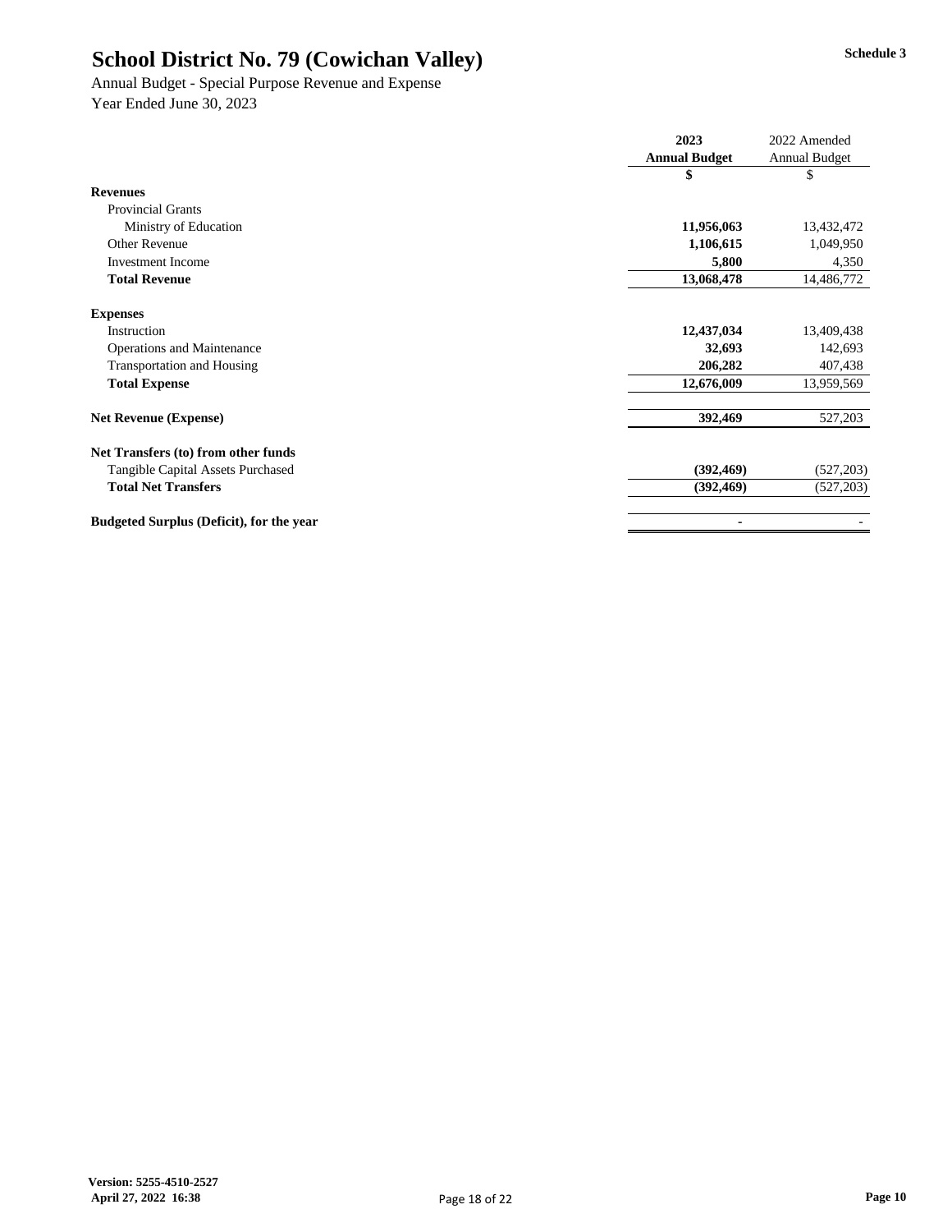# School District No. 79 (Cowichan Valley)

**Schedule 3**

Annual Budget - Special Purpose Revenue and Expense
Year Ended June 30, 2023

| | 2023 Annual Budget | 2022 Amended Annual Budget |
|---|---|---|
| | $ | $ |
| **Revenues** | | |
| Provincial Grants | | |
| Ministry of Education | **11,956,063** | 13,432,472 |
| Other Revenue | **1,106,615** | 1,049,950 |
| Investment Income | **5,800** | 4,350 |
| **Total Revenue** | **13,068,478** | 14,486,772 |
| **Expenses** | | |
| Instruction | **12,437,034** | 13,409,438 |
| Operations and Maintenance | **32,693** | 142,693 |
| Transportation and Housing | **206,282** | 407,438 |
| **Total Expense** | **12,676,009** | 13,959,569 |
| **Net Revenue (Expense)** | **392,469** | 527,203 |
| **Net Transfers (to) from other funds** | | |
| Tangible Capital Assets Purchased | **(392,469)** | (527,203) |
| **Total Net Transfers** | **(392,469)** | (527,203) |
| **Budgeted Surplus (Deficit), for the year** | **-** | - |

**Version: 5255-4510-2527**
**April 27, 2022 16:38**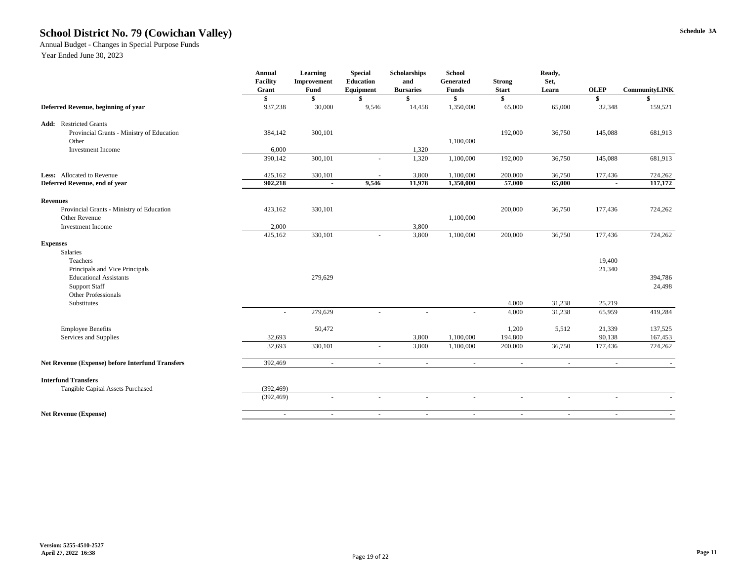# School District No. 79 (Cowichan Valley)

Schedule 3A

Annual Budget - Changes in Special Purpose Funds

Year Ended June 30, 2023

| | Annual Facility Grant | Learning Improvement Fund | Special Education Equipment | Scholarships and Bursaries | School Generated Funds | Strong Start | Ready, Set, Learn | OLEP | CommunityLINK |
|---|---|---|---|---|---|---|---|---|---|
| | $ | $ | $ | $ | $ | $ | | $ | $ |
| **Deferred Revenue, beginning of year** | 937,238 | 30,000 | 9,546 | 14,458 | 1,350,000 | 65,000 | 65,000 | 32,348 | 159,521 |
| **Add:** Restricted Grants | | | | | | | | | |
| Provincial Grants - Ministry of Education | 384,142 | 300,101 | | | | 192,000 | 36,750 | 145,088 | 681,913 |
| Other | | | | | 1,100,000 | | | | |
| Investment Income | 6,000 | | | 1,320 | | | | | |
| | 390,142 | 300,101 | - | 1,320 | 1,100,000 | 192,000 | 36,750 | 145,088 | 681,913 |
| **Less:** Allocated to Revenue | 425,162 | 330,101 | - | 3,800 | 1,100,000 | 200,000 | 36,750 | 177,436 | 724,262 |
| **Deferred Revenue, end of year** | **902,218** | **-** | **9,546** | **11,978** | **1,350,000** | **57,000** | **65,000** | **-** | **117,172** |
| **Revenues** | | | | | | | | | |
| Provincial Grants - Ministry of Education | 423,162 | 330,101 | | | | 200,000 | 36,750 | 177,436 | 724,262 |
| Other Revenue | | | | | 1,100,000 | | | | |
| Investment Income | 2,000 | | | 3,800 | | | | | |
| | 425,162 | 330,101 | - | 3,800 | 1,100,000 | 200,000 | 36,750 | 177,436 | 724,262 |
| **Expenses** | | | | | | | | | |
| Salaries | | | | | | | | | |
| Teachers | | | | | | | | 19,400 | |
| Principals and Vice Principals | | | | | | | | 21,340 | |
| Educational Assistants | | 279,629 | | | | | | | 394,786 |
| Support Staff | | | | | | | | | 24,498 |
| Other Professionals | | | | | | | | | |
| Substitutes | | | | | | 4,000 | 31,238 | 25,219 | |
| | - | 279,629 | - | - | - | 4,000 | 31,238 | 65,959 | 419,284 |
| Employee Benefits | | 50,472 | | | | 1,200 | 5,512 | 21,339 | 137,525 |
| Services and Supplies | 32,693 | | | 3,800 | 1,100,000 | 194,800 | | 90,138 | 167,453 |
| | 32,693 | 330,101 | - | 3,800 | 1,100,000 | 200,000 | 36,750 | 177,436 | 724,262 |
| **Net Revenue (Expense) before Interfund Transfers** | 392,469 | - | - | - | - | - | - | - | - |
| **Interfund Transfers** | | | | | | | | | |
| Tangible Capital Assets Purchased | (392,469) | | | | | | | | |
| | (392,469) | - | - | - | - | - | - | - | - |
| **Net Revenue (Expense)** | - | - | - | - | - | - | - | - | - |

**Version: 5255-4510-2527**
**April 27, 2022 16:38**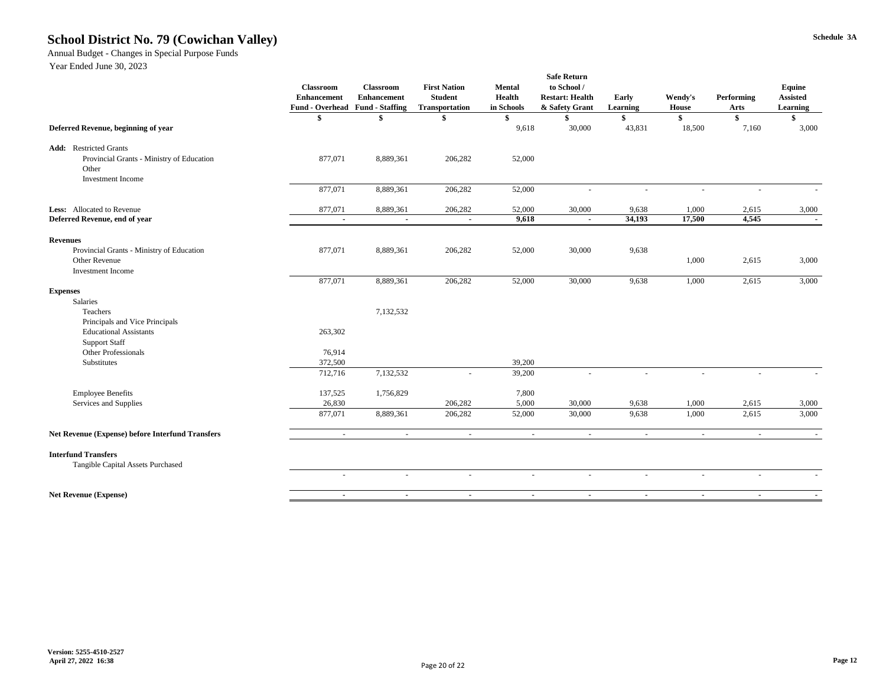# School District No. 79 (Cowichan Valley)

Schedule 3A

Annual Budget - Changes in Special Purpose Funds

Year Ended June 30, 2023

| | Classroom Enhancement Fund - Overhead | Classroom Enhancement Fund - Staffing | First Nation Student Transportation | Mental Health in Schools | Safe Return to School / Restart: Health & Safety Grant | Early Learning | Wendy's House | Performing Arts | Equine Assisted Learning |
|---|---|---|---|---|---|---|---|---|---|
| | $ | $ | $ | $ | $ | $ | $ | $ | $ |
| **Deferred Revenue, beginning of year** | | | | 9,618 | 30,000 | 43,831 | 18,500 | 7,160 | 3,000 |
| **Add:** Restricted Grants | | | | | | | | | |
| Provincial Grants - Ministry of Education | 877,071 | 8,889,361 | 206,282 | 52,000 | | | | | |
| Other | | | | | | | | | |
| Investment Income | | | | | | | | | |
| | 877,071 | 8,889,361 | 206,282 | 52,000 | - | - | - | - | - |
| **Less:** Allocated to Revenue | 877,071 | 8,889,361 | 206,282 | 52,000 | 30,000 | 9,638 | 1,000 | 2,615 | 3,000 |
| **Deferred Revenue, end of year** | **-** | **-** | **-** | **9,618** | **-** | **34,193** | **17,500** | **4,545** | **-** |
| **Revenues** | | | | | | | | | |
| Provincial Grants - Ministry of Education | 877,071 | 8,889,361 | 206,282 | 52,000 | 30,000 | 9,638 | | | |
| Other Revenue | | | | | | | 1,000 | 2,615 | 3,000 |
| Investment Income | | | | | | | | | |
| | 877,071 | 8,889,361 | 206,282 | 52,000 | 30,000 | 9,638 | 1,000 | 2,615 | 3,000 |
| **Expenses** | | | | | | | | | |
| Salaries | | | | | | | | | |
| Teachers | | 7,132,532 | | | | | | | |
| Principals and Vice Principals | | | | | | | | | |
| Educational Assistants | 263,302 | | | | | | | | |
| Support Staff | | | | | | | | | |
| Other Professionals | 76,914 | | | | | | | | |
| Substitutes | 372,500 | | | 39,200 | | | | | |
| | 712,716 | 7,132,532 | - | 39,200 | - | - | - | - | - |
| Employee Benefits | 137,525 | 1,756,829 | | 7,800 | | | | | |
| Services and Supplies | 26,830 | | 206,282 | 5,000 | 30,000 | 9,638 | 1,000 | 2,615 | 3,000 |
| | 877,071 | 8,889,361 | 206,282 | 52,000 | 30,000 | 9,638 | 1,000 | 2,615 | 3,000 |
| **Net Revenue (Expense) before Interfund Transfers** | - | - | - | - | - | - | - | - | - |
| **Interfund Transfers** | | | | | | | | | |
| Tangible Capital Assets Purchased | | | | | | | | | |
| | - | - | - | - | - | - | - | - | - |
| **Net Revenue (Expense)** | - | - | - | - | - | - | - | - | - |

**Version: 5255-4510-2527**
**April 27, 2022 16:38**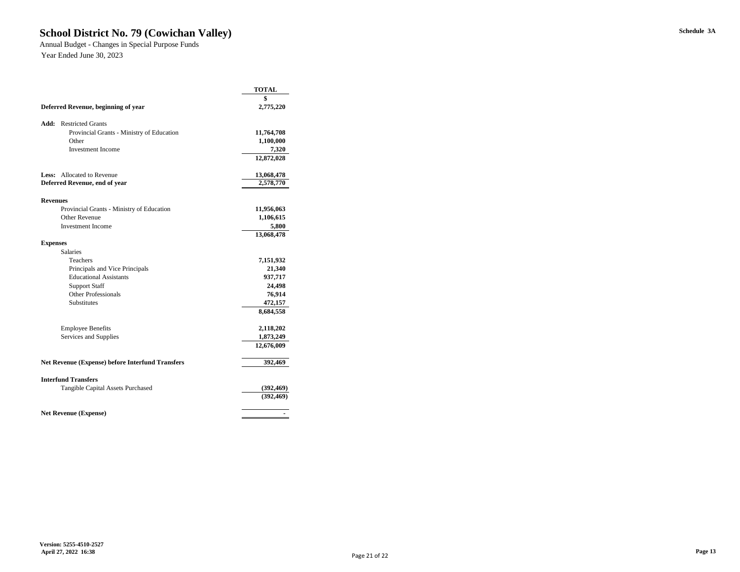# School District No. 79 (Cowichan Valley)

Annual Budget - Changes in Special Purpose Funds
Year Ended June 30, 2023

Schedule 3A

| | TOTAL |
|---|---|
| | $ |
| **Deferred Revenue, beginning of year** | 2,775,220 |
| | |
| **Add:** Restricted Grants | |
| Provincial Grants - Ministry of Education | 11,764,708 |
| Other | 1,100,000 |
| Investment Income | 7,320 |
| | 12,872,028 |
| | |
| **Less:** Allocated to Revenue | 13,068,478 |
| **Deferred Revenue, end of year** | 2,578,770 |
| | |
| **Revenues** | |
| Provincial Grants - Ministry of Education | 11,956,063 |
| Other Revenue | 1,106,615 |
| Investment Income | 5,800 |
| | 13,068,478 |
| **Expenses** | |
| Salaries | |
| Teachers | 7,151,932 |
| Principals and Vice Principals | 21,340 |
| Educational Assistants | 937,717 |
| Support Staff | 24,498 |
| Other Professionals | 76,914 |
| Substitutes | 472,157 |
| | 8,684,558 |
| | |
| Employee Benefits | 2,118,202 |
| Services and Supplies | 1,873,249 |
| | 12,676,009 |
| | |
| **Net Revenue (Expense) before Interfund Transfers** | 392,469 |
| | |
| **Interfund Transfers** | |
| Tangible Capital Assets Purchased | (392,469) |
| | (392,469) |
| | |
| **Net Revenue (Expense)** | - |

Version: 5255-4510-2527
April 27, 2022 16:38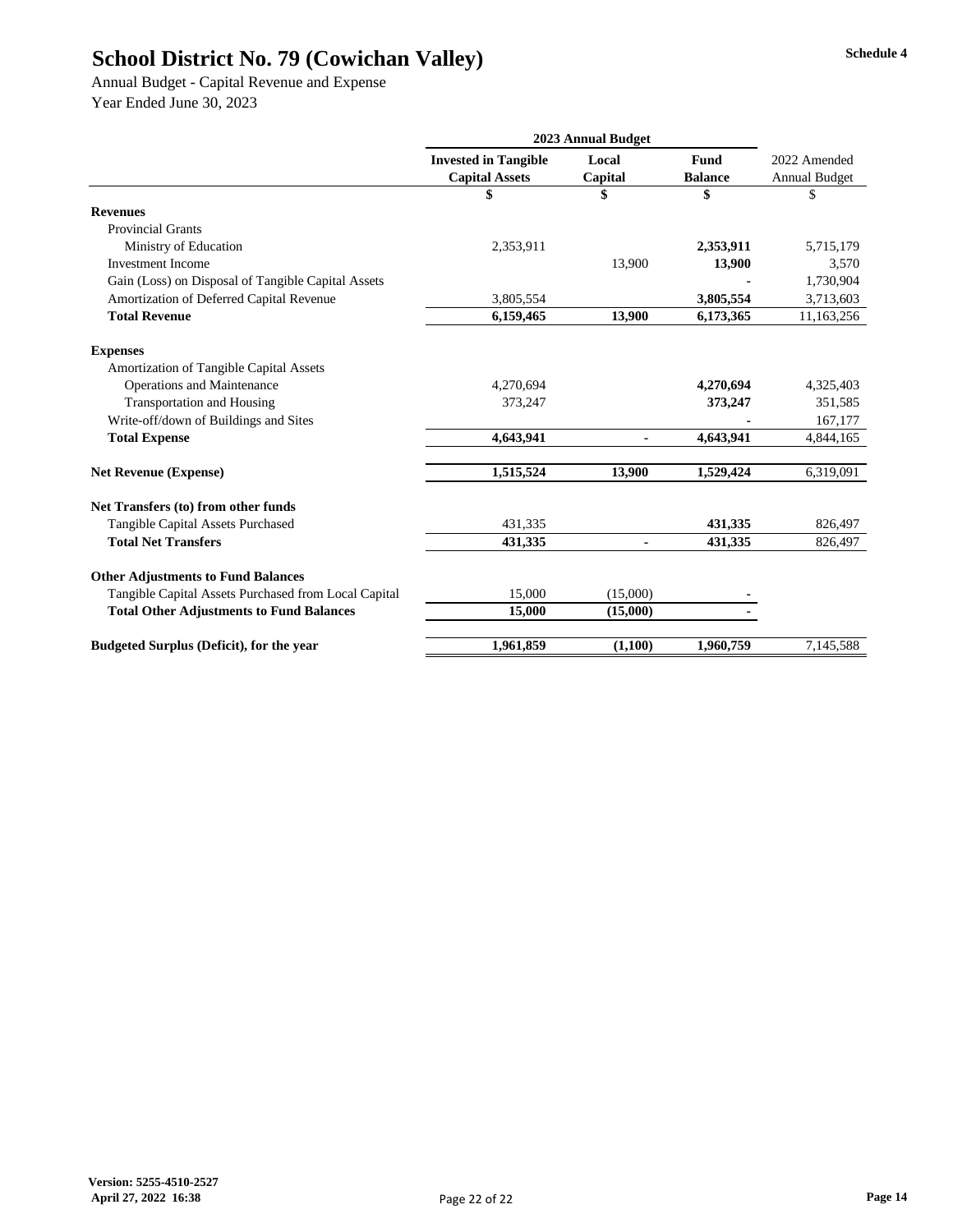# School District No. 79 (Cowichan Valley)

**Schedule 4**

Annual Budget - Capital Revenue and Expense
Year Ended June 30, 2023

| | 2023 Annual Budget | | | |
|---|---|---|---|---|
| | **Invested in Tangible Capital Assets** | **Local Capital** | **Fund Balance** | 2022 Amended Annual Budget |
| | **$** | **$** | **$** | $ |
| **Revenues** | | | | |
| Provincial Grants | | | | |
| Ministry of Education | 2,353,911 | | **2,353,911** | 5,715,179 |
| Investment Income | | 13,900 | **13,900** | 3,570 |
| Gain (Loss) on Disposal of Tangible Capital Assets | | | **-** | 1,730,904 |
| Amortization of Deferred Capital Revenue | 3,805,554 | | **3,805,554** | 3,713,603 |
| **Total Revenue** | **6,159,465** | **13,900** | **6,173,365** | 11,163,256 |
| **Expenses** | | | | |
| Amortization of Tangible Capital Assets | | | | |
| Operations and Maintenance | 4,270,694 | | **4,270,694** | 4,325,403 |
| Transportation and Housing | 373,247 | | **373,247** | 351,585 |
| Write-off/down of Buildings and Sites | | | **-** | 167,177 |
| **Total Expense** | **4,643,941** | **-** | **4,643,941** | 4,844,165 |
| **Net Revenue (Expense)** | **1,515,524** | **13,900** | **1,529,424** | 6,319,091 |
| **Net Transfers (to) from other funds** | | | | |
| Tangible Capital Assets Purchased | 431,335 | | **431,335** | 826,497 |
| **Total Net Transfers** | **431,335** | **-** | **431,335** | 826,497 |
| **Other Adjustments to Fund Balances** | | | | |
| Tangible Capital Assets Purchased from Local Capital | 15,000 | (15,000) | **-** | |
| **Total Other Adjustments to Fund Balances** | **15,000** | **(15,000)** | **-** | |
| **Budgeted Surplus (Deficit), for the year** | **1,961,859** | **(1,100)** | **1,960,759** | 7,145,588 |

**Version: 5255-4510-2527**
**April 27, 2022 16:38**